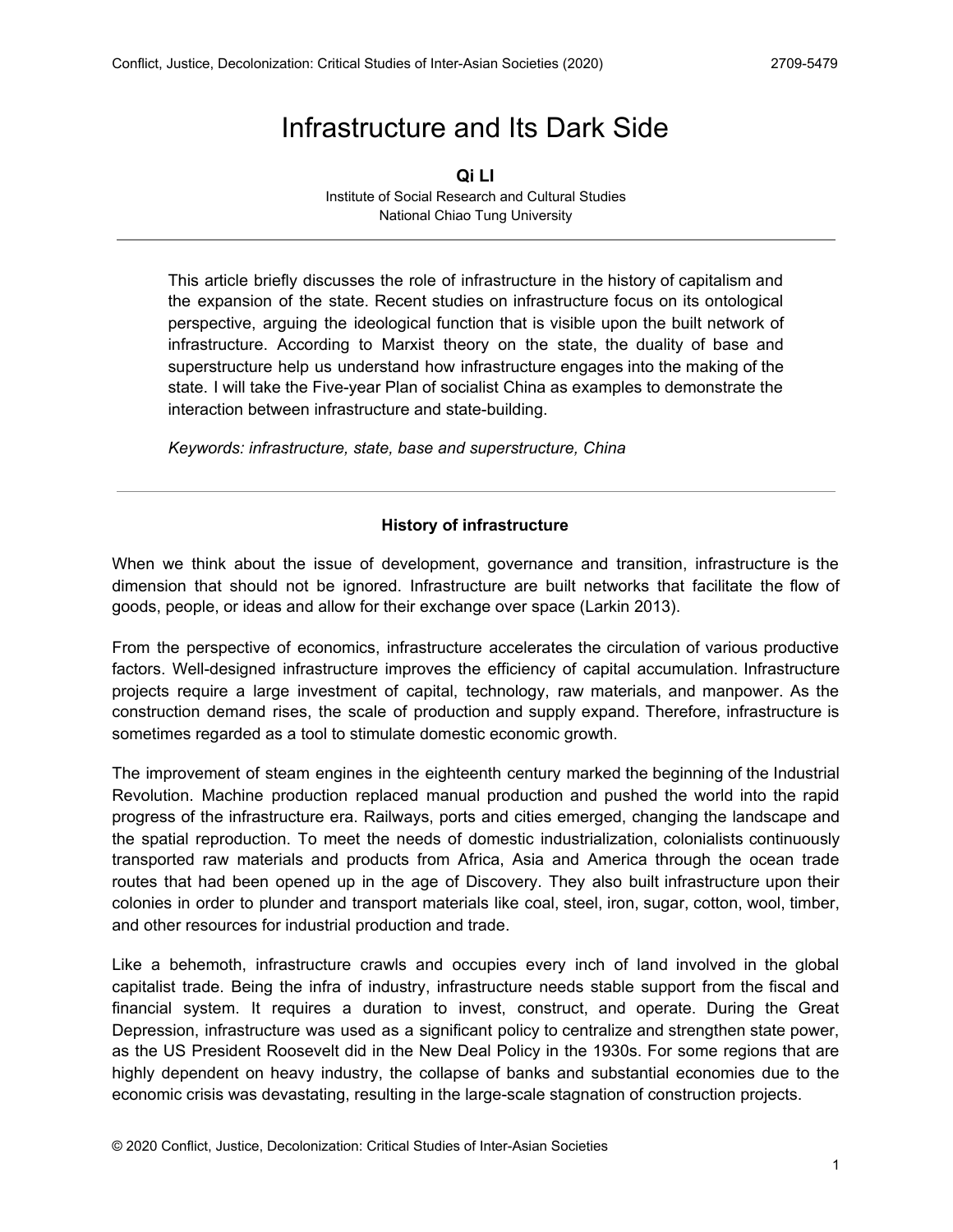# Infrastructure and Its Dark Side

**Qi LI**

Institute of Social Research and Cultural Studies
National Chiao Tung University

---

This article briefly discusses the role of infrastructure in the history of capitalism and the expansion of the state. Recent studies on infrastructure focus on its ontological perspective, arguing the ideological function that is visible upon the built network of infrastructure. According to Marxist theory on the state, the duality of base and superstructure help us understand how infrastructure engages into the making of the state. I will take the Five-year Plan of socialist China as examples to demonstrate the interaction between infrastructure and state-building.

*Keywords: infrastructure, state, base and superstructure, China*

---

### History of infrastructure

When we think about the issue of development, governance and transition, infrastructure is the dimension that should not be ignored. Infrastructure are built networks that facilitate the flow of goods, people, or ideas and allow for their exchange over space (Larkin 2013).

From the perspective of economics, infrastructure accelerates the circulation of various productive factors. Well-designed infrastructure improves the efficiency of capital accumulation. Infrastructure projects require a large investment of capital, technology, raw materials, and manpower. As the construction demand rises, the scale of production and supply expand. Therefore, infrastructure is sometimes regarded as a tool to stimulate domestic economic growth.

The improvement of steam engines in the eighteenth century marked the beginning of the Industrial Revolution. Machine production replaced manual production and pushed the world into the rapid progress of the infrastructure era. Railways, ports and cities emerged, changing the landscape and the spatial reproduction. To meet the needs of domestic industrialization, colonialists continuously transported raw materials and products from Africa, Asia and America through the ocean trade routes that had been opened up in the age of Discovery. They also built infrastructure upon their colonies in order to plunder and transport materials like coal, steel, iron, sugar, cotton, wool, timber, and other resources for industrial production and trade.

Like a behemoth, infrastructure crawls and occupies every inch of land involved in the global capitalist trade. Being the infra of industry, infrastructure needs stable support from the fiscal and financial system. It requires a duration to invest, construct, and operate. During the Great Depression, infrastructure was used as a significant policy to centralize and strengthen state power, as the US President Roosevelt did in the New Deal Policy in the 1930s. For some regions that are highly dependent on heavy industry, the collapse of banks and substantial economies due to the economic crisis was devastating, resulting in the large-scale stagnation of construction projects.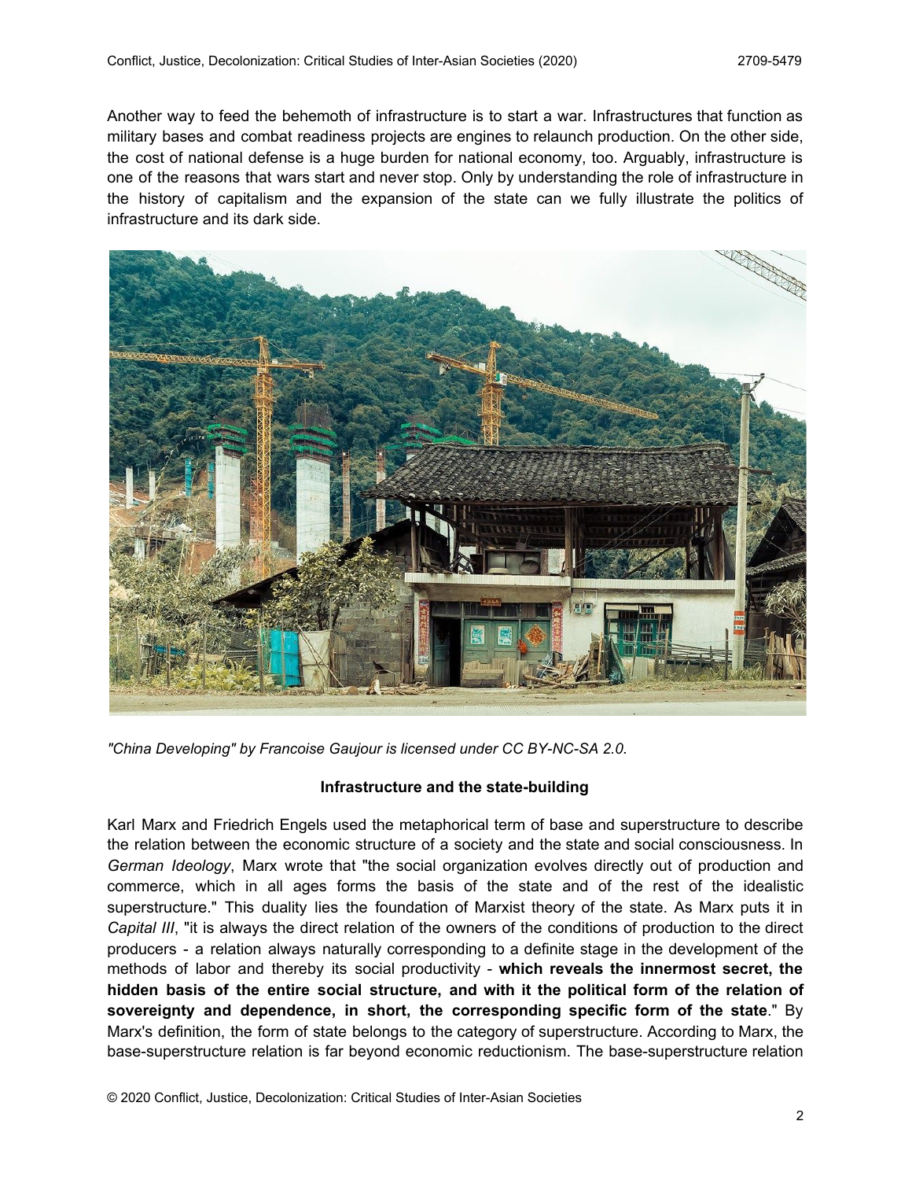Another way to feed the behemoth of infrastructure is to start a war. Infrastructures that function as military bases and combat readiness projects are engines to relaunch production. On the other side, the cost of national defense is a huge burden for national economy, too. Arguably, infrastructure is one of the reasons that wars start and never stop. Only by understanding the role of infrastructure in the history of capitalism and the expansion of the state can we fully illustrate the politics of infrastructure and its dark side.

*"China Developing" by Francoise Gaujour is licensed under CC BY-NC-SA 2.0.*

**Infrastructure and the state-building**

Karl Marx and Friedrich Engels used the metaphorical term of base and superstructure to describe the relation between the economic structure of a society and the state and social consciousness. In *German Ideology*, Marx wrote that "the social organization evolves directly out of production and commerce, which in all ages forms the basis of the state and of the rest of the idealistic superstructure." This duality lies the foundation of Marxist theory of the state. As Marx puts it in *Capital III*, "it is always the direct relation of the owners of the conditions of production to the direct producers - a relation always naturally corresponding to a definite stage in the development of the methods of labor and thereby its social productivity - **which reveals the innermost secret, the hidden basis of the entire social structure, and with it the political form of the relation of sovereignty and dependence, in short, the corresponding specific form of the state**." By Marx's definition, the form of state belongs to the category of superstructure. According to Marx, the base-superstructure relation is far beyond economic reductionism. The base-superstructure relation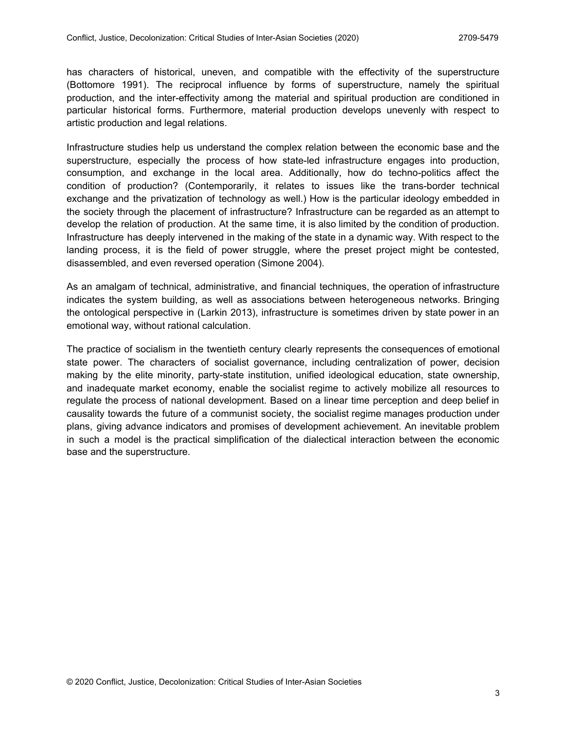has characters of historical, uneven, and compatible with the effectivity of the superstructure (Bottomore 1991). The reciprocal influence by forms of superstructure, namely the spiritual production, and the inter-effectivity among the material and spiritual production are conditioned in particular historical forms. Furthermore, material production develops unevenly with respect to artistic production and legal relations.

Infrastructure studies help us understand the complex relation between the economic base and the superstructure, especially the process of how state-led infrastructure engages into production, consumption, and exchange in the local area. Additionally, how do techno-politics affect the condition of production? (Contemporarily, it relates to issues like the trans-border technical exchange and the privatization of technology as well.) How is the particular ideology embedded in the society through the placement of infrastructure? Infrastructure can be regarded as an attempt to develop the relation of production. At the same time, it is also limited by the condition of production. Infrastructure has deeply intervened in the making of the state in a dynamic way. With respect to the landing process, it is the field of power struggle, where the preset project might be contested, disassembled, and even reversed operation (Simone 2004).

As an amalgam of technical, administrative, and financial techniques, the operation of infrastructure indicates the system building, as well as associations between heterogeneous networks. Bringing the ontological perspective in (Larkin 2013), infrastructure is sometimes driven by state power in an emotional way, without rational calculation.

The practice of socialism in the twentieth century clearly represents the consequences of emotional state power. The characters of socialist governance, including centralization of power, decision making by the elite minority, party-state institution, unified ideological education, state ownership, and inadequate market economy, enable the socialist regime to actively mobilize all resources to regulate the process of national development. Based on a linear time perception and deep belief in causality towards the future of a communist society, the socialist regime manages production under plans, giving advance indicators and promises of development achievement. An inevitable problem in such a model is the practical simplification of the dialectical interaction between the economic base and the superstructure.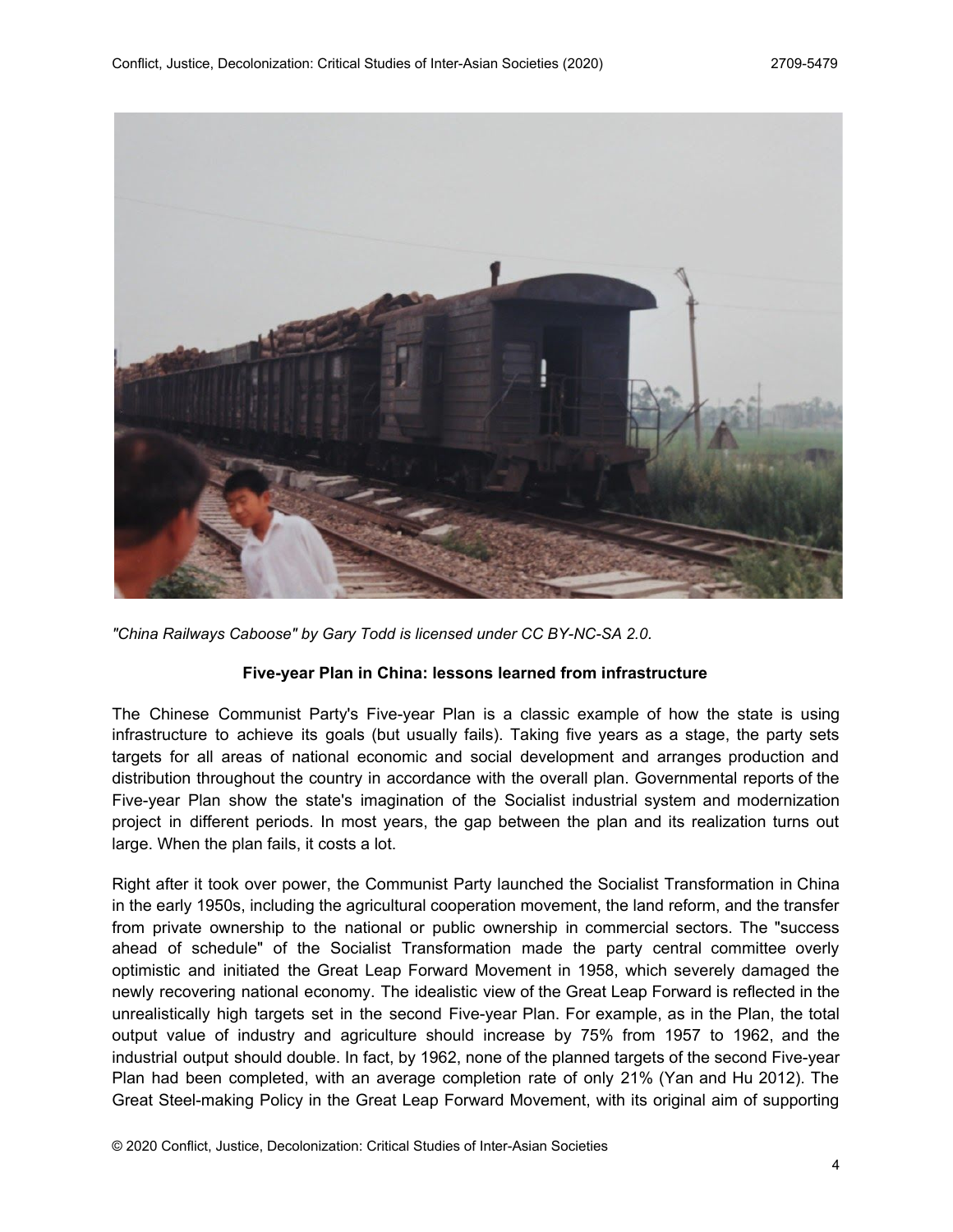*"China Railways Caboose" by Gary Todd is licensed under CC BY-NC-SA 2.0.*

**Five-year Plan in China: lessons learned from infrastructure**

The Chinese Communist Party's Five-year Plan is a classic example of how the state is using infrastructure to achieve its goals (but usually fails). Taking five years as a stage, the party sets targets for all areas of national economic and social development and arranges production and distribution throughout the country in accordance with the overall plan. Governmental reports of the Five-year Plan show the state's imagination of the Socialist industrial system and modernization project in different periods. In most years, the gap between the plan and its realization turns out large. When the plan fails, it costs a lot.

Right after it took over power, the Communist Party launched the Socialist Transformation in China in the early 1950s, including the agricultural cooperation movement, the land reform, and the transfer from private ownership to the national or public ownership in commercial sectors. The "success ahead of schedule" of the Socialist Transformation made the party central committee overly optimistic and initiated the Great Leap Forward Movement in 1958, which severely damaged the newly recovering national economy. The idealistic view of the Great Leap Forward is reflected in the unrealistically high targets set in the second Five-year Plan. For example, as in the Plan, the total output value of industry and agriculture should increase by 75% from 1957 to 1962, and the industrial output should double. In fact, by 1962, none of the planned targets of the second Five-year Plan had been completed, with an average completion rate of only 21% (Yan and Hu 2012). The Great Steel-making Policy in the Great Leap Forward Movement, with its original aim of supporting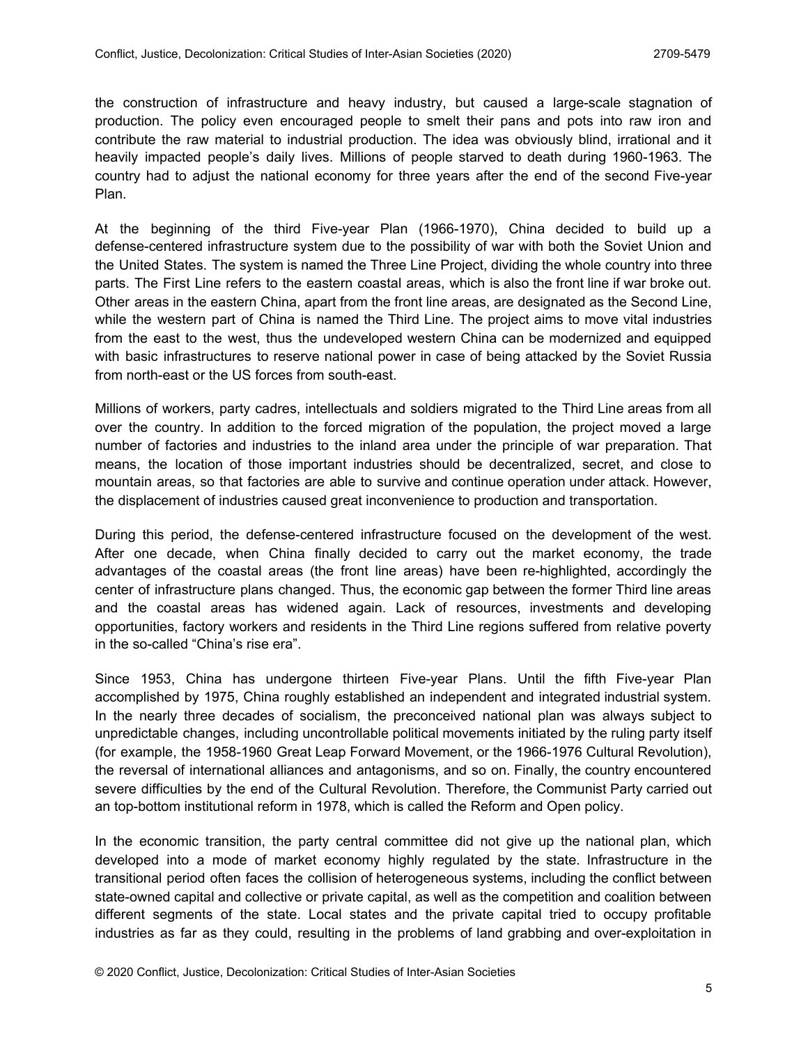the construction of infrastructure and heavy industry, but caused a large-scale stagnation of production. The policy even encouraged people to smelt their pans and pots into raw iron and contribute the raw material to industrial production. The idea was obviously blind, irrational and it heavily impacted people's daily lives. Millions of people starved to death during 1960-1963. The country had to adjust the national economy for three years after the end of the second Five-year Plan.

At the beginning of the third Five-year Plan (1966-1970), China decided to build up a defense-centered infrastructure system due to the possibility of war with both the Soviet Union and the United States. The system is named the Three Line Project, dividing the whole country into three parts. The First Line refers to the eastern coastal areas, which is also the front line if war broke out. Other areas in the eastern China, apart from the front line areas, are designated as the Second Line, while the western part of China is named the Third Line. The project aims to move vital industries from the east to the west, thus the undeveloped western China can be modernized and equipped with basic infrastructures to reserve national power in case of being attacked by the Soviet Russia from north-east or the US forces from south-east.

Millions of workers, party cadres, intellectuals and soldiers migrated to the Third Line areas from all over the country. In addition to the forced migration of the population, the project moved a large number of factories and industries to the inland area under the principle of war preparation. That means, the location of those important industries should be decentralized, secret, and close to mountain areas, so that factories are able to survive and continue operation under attack. However, the displacement of industries caused great inconvenience to production and transportation.

During this period, the defense-centered infrastructure focused on the development of the west. After one decade, when China finally decided to carry out the market economy, the trade advantages of the coastal areas (the front line areas) have been re-highlighted, accordingly the center of infrastructure plans changed. Thus, the economic gap between the former Third line areas and the coastal areas has widened again. Lack of resources, investments and developing opportunities, factory workers and residents in the Third Line regions suffered from relative poverty in the so-called "China's rise era".

Since 1953, China has undergone thirteen Five-year Plans. Until the fifth Five-year Plan accomplished by 1975, China roughly established an independent and integrated industrial system. In the nearly three decades of socialism, the preconceived national plan was always subject to unpredictable changes, including uncontrollable political movements initiated by the ruling party itself (for example, the 1958-1960 Great Leap Forward Movement, or the 1966-1976 Cultural Revolution), the reversal of international alliances and antagonisms, and so on. Finally, the country encountered severe difficulties by the end of the Cultural Revolution. Therefore, the Communist Party carried out an top-bottom institutional reform in 1978, which is called the Reform and Open policy.

In the economic transition, the party central committee did not give up the national plan, which developed into a mode of market economy highly regulated by the state. Infrastructure in the transitional period often faces the collision of heterogeneous systems, including the conflict between state-owned capital and collective or private capital, as well as the competition and coalition between different segments of the state. Local states and the private capital tried to occupy profitable industries as far as they could, resulting in the problems of land grabbing and over-exploitation in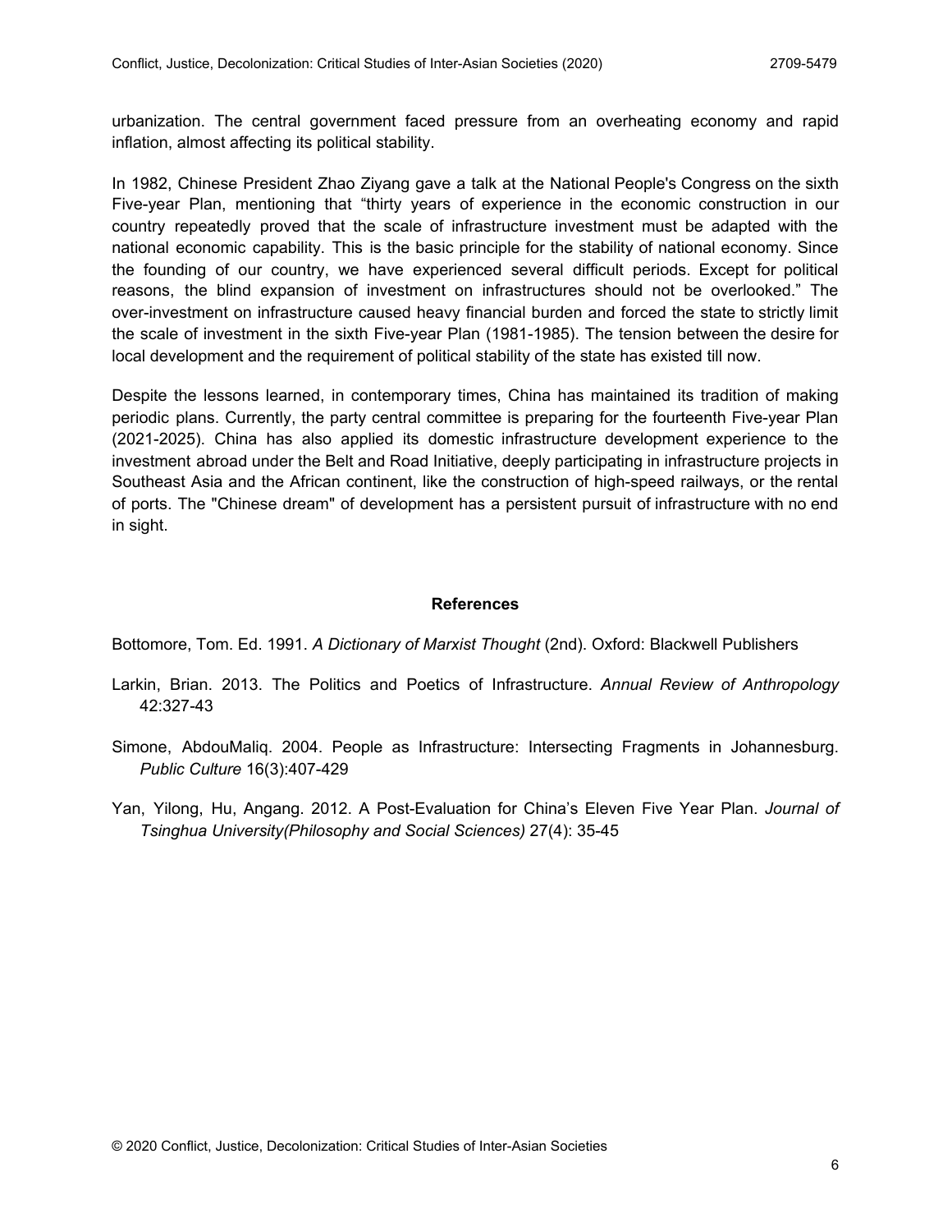urbanization. The central government faced pressure from an overheating economy and rapid inflation, almost affecting its political stability.

In 1982, Chinese President Zhao Ziyang gave a talk at the National People's Congress on the sixth Five-year Plan, mentioning that "thirty years of experience in the economic construction in our country repeatedly proved that the scale of infrastructure investment must be adapted with the national economic capability. This is the basic principle for the stability of national economy. Since the founding of our country, we have experienced several difficult periods. Except for political reasons, the blind expansion of investment on infrastructures should not be overlooked." The over-investment on infrastructure caused heavy financial burden and forced the state to strictly limit the scale of investment in the sixth Five-year Plan (1981-1985). The tension between the desire for local development and the requirement of political stability of the state has existed till now.

Despite the lessons learned, in contemporary times, China has maintained its tradition of making periodic plans. Currently, the party central committee is preparing for the fourteenth Five-year Plan (2021-2025). China has also applied its domestic infrastructure development experience to the investment abroad under the Belt and Road Initiative, deeply participating in infrastructure projects in Southeast Asia and the African continent, like the construction of high-speed railways, or the rental of ports. The "Chinese dream" of development has a persistent pursuit of infrastructure with no end in sight.

## References

Bottomore, Tom. Ed. 1991. *A Dictionary of Marxist Thought* (2nd). Oxford: Blackwell Publishers

Larkin, Brian. 2013. The Politics and Poetics of Infrastructure. *Annual Review of Anthropology* 42:327-43

Simone, AbdouMaliq. 2004. People as Infrastructure: Intersecting Fragments in Johannesburg. *Public Culture* 16(3):407-429

Yan, Yilong, Hu, Angang. 2012. A Post-Evaluation for China's Eleven Five Year Plan. *Journal of Tsinghua University(Philosophy and Social Sciences)* 27(4): 35-45